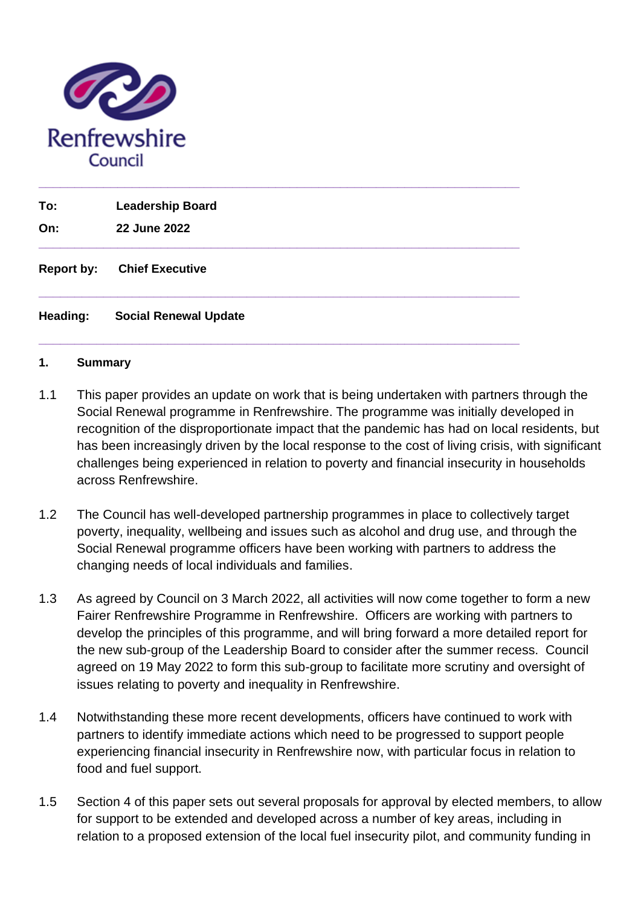Renfrewshire Council

---

**To:** **Leadership Board**

**On:** **22 June 2022**

---

**Report by:** **Chief Executive**

---

**Heading:** **Social Renewal Update**

---

## 1. Summary

1.1 This paper provides an update on work that is being undertaken with partners through the Social Renewal programme in Renfrewshire. The programme was initially developed in recognition of the disproportionate impact that the pandemic has had on local residents, but has been increasingly driven by the local response to the cost of living crisis, with significant challenges being experienced in relation to poverty and financial insecurity in households across Renfrewshire.

1.2 The Council has well-developed partnership programmes in place to collectively target poverty, inequality, wellbeing and issues such as alcohol and drug use, and through the Social Renewal programme officers have been working with partners to address the changing needs of local individuals and families.

1.3 As agreed by Council on 3 March 2022, all activities will now come together to form a new Fairer Renfrewshire Programme in Renfrewshire. Officers are working with partners to develop the principles of this programme, and will bring forward a more detailed report for the new sub-group of the Leadership Board to consider after the summer recess. Council agreed on 19 May 2022 to form this sub-group to facilitate more scrutiny and oversight of issues relating to poverty and inequality in Renfrewshire.

1.4 Notwithstanding these more recent developments, officers have continued to work with partners to identify immediate actions which need to be progressed to support people experiencing financial insecurity in Renfrewshire now, with particular focus in relation to food and fuel support.

1.5 Section 4 of this paper sets out several proposals for approval by elected members, to allow for support to be extended and developed across a number of key areas, including in relation to a proposed extension of the local fuel insecurity pilot, and community funding in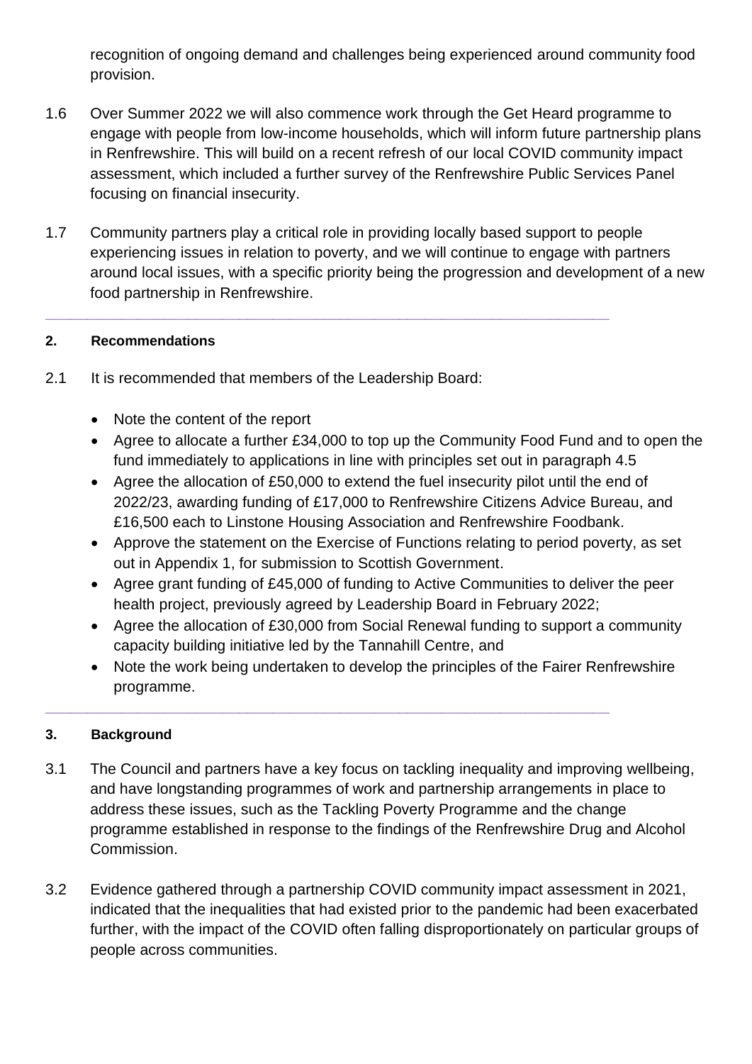recognition of ongoing demand and challenges being experienced around community food provision.

1.6 Over Summer 2022 we will also commence work through the Get Heard programme to engage with people from low-income households, which will inform future partnership plans in Renfrewshire. This will build on a recent refresh of our local COVID community impact assessment, which included a further survey of the Renfrewshire Public Services Panel focusing on financial insecurity.

1.7 Community partners play a critical role in providing locally based support to people experiencing issues in relation to poverty, and we will continue to engage with partners around local issues, with a specific priority being the progression and development of a new food partnership in Renfrewshire.

---

## 2. Recommendations

2.1 It is recommended that members of the Leadership Board:

- Note the content of the report
- Agree to allocate a further £34,000 to top up the Community Food Fund and to open the fund immediately to applications in line with principles set out in paragraph 4.5
- Agree the allocation of £50,000 to extend the fuel insecurity pilot until the end of 2022/23, awarding funding of £17,000 to Renfrewshire Citizens Advice Bureau, and £16,500 each to Linstone Housing Association and Renfrewshire Foodbank.
- Approve the statement on the Exercise of Functions relating to period poverty, as set out in Appendix 1, for submission to Scottish Government.
- Agree grant funding of £45,000 of funding to Active Communities to deliver the peer health project, previously agreed by Leadership Board in February 2022;
- Agree the allocation of £30,000 from Social Renewal funding to support a community capacity building initiative led by the Tannahill Centre, and
- Note the work being undertaken to develop the principles of the Fairer Renfrewshire programme.

---

## 3. Background

3.1 The Council and partners have a key focus on tackling inequality and improving wellbeing, and have longstanding programmes of work and partnership arrangements in place to address these issues, such as the Tackling Poverty Programme and the change programme established in response to the findings of the Renfrewshire Drug and Alcohol Commission.

3.2 Evidence gathered through a partnership COVID community impact assessment in 2021, indicated that the inequalities that had existed prior to the pandemic had been exacerbated further, with the impact of the COVID often falling disproportionately on particular groups of people across communities.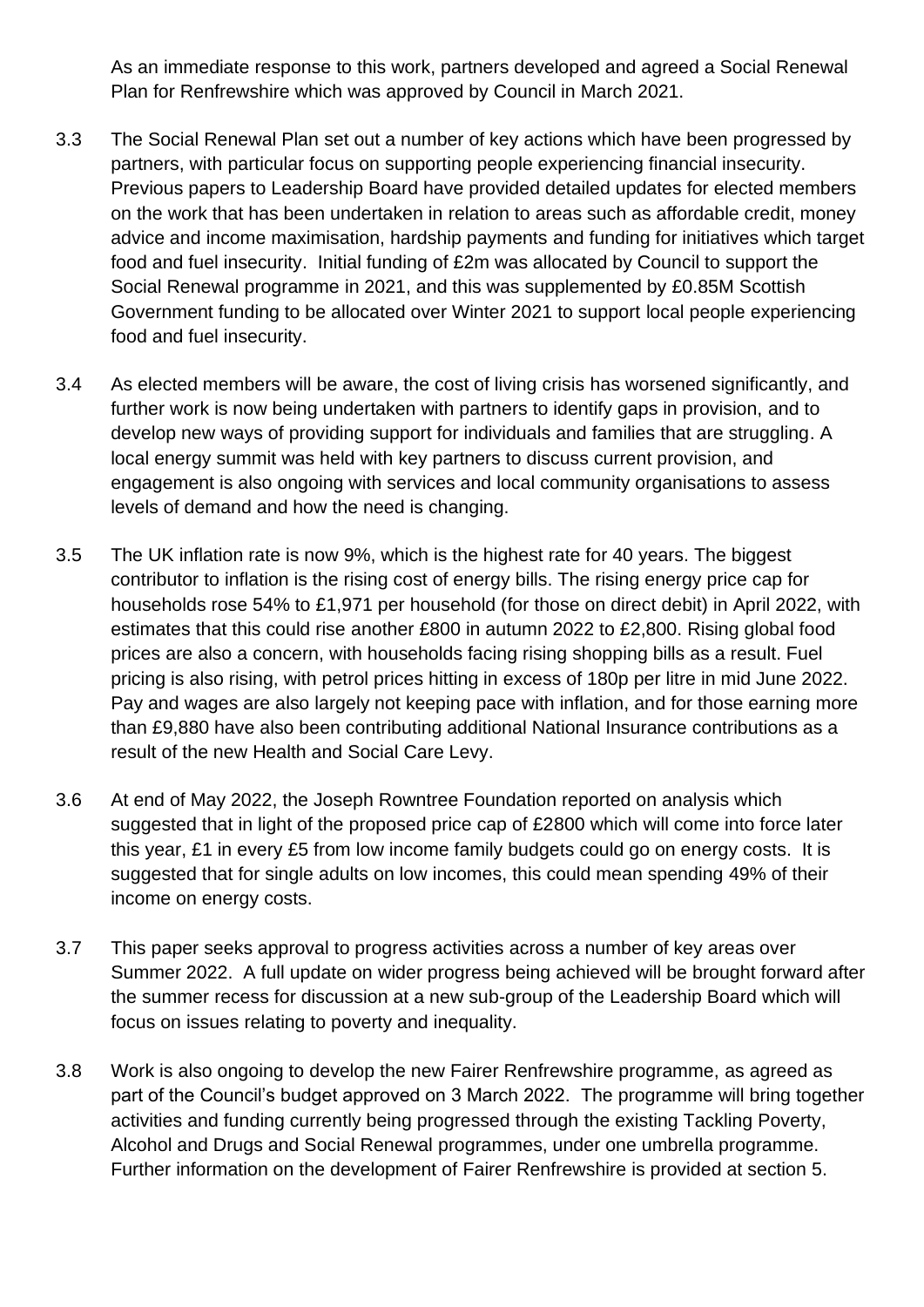As an immediate response to this work, partners developed and agreed a Social Renewal Plan for Renfrewshire which was approved by Council in March 2021.

3.3 The Social Renewal Plan set out a number of key actions which have been progressed by partners, with particular focus on supporting people experiencing financial insecurity. Previous papers to Leadership Board have provided detailed updates for elected members on the work that has been undertaken in relation to areas such as affordable credit, money advice and income maximisation, hardship payments and funding for initiatives which target food and fuel insecurity. Initial funding of £2m was allocated by Council to support the Social Renewal programme in 2021, and this was supplemented by £0.85M Scottish Government funding to be allocated over Winter 2021 to support local people experiencing food and fuel insecurity.

3.4 As elected members will be aware, the cost of living crisis has worsened significantly, and further work is now being undertaken with partners to identify gaps in provision, and to develop new ways of providing support for individuals and families that are struggling. A local energy summit was held with key partners to discuss current provision, and engagement is also ongoing with services and local community organisations to assess levels of demand and how the need is changing.

3.5 The UK inflation rate is now 9%, which is the highest rate for 40 years. The biggest contributor to inflation is the rising cost of energy bills. The rising energy price cap for households rose 54% to £1,971 per household (for those on direct debit) in April 2022, with estimates that this could rise another £800 in autumn 2022 to £2,800. Rising global food prices are also a concern, with households facing rising shopping bills as a result. Fuel pricing is also rising, with petrol prices hitting in excess of 180p per litre in mid June 2022. Pay and wages are also largely not keeping pace with inflation, and for those earning more than £9,880 have also been contributing additional National Insurance contributions as a result of the new Health and Social Care Levy.

3.6 At end of May 2022, the Joseph Rowntree Foundation reported on analysis which suggested that in light of the proposed price cap of £2800 which will come into force later this year, £1 in every £5 from low income family budgets could go on energy costs. It is suggested that for single adults on low incomes, this could mean spending 49% of their income on energy costs.

3.7 This paper seeks approval to progress activities across a number of key areas over Summer 2022. A full update on wider progress being achieved will be brought forward after the summer recess for discussion at a new sub-group of the Leadership Board which will focus on issues relating to poverty and inequality.

3.8 Work is also ongoing to develop the new Fairer Renfrewshire programme, as agreed as part of the Council's budget approved on 3 March 2022. The programme will bring together activities and funding currently being progressed through the existing Tackling Poverty, Alcohol and Drugs and Social Renewal programmes, under one umbrella programme. Further information on the development of Fairer Renfrewshire is provided at section 5.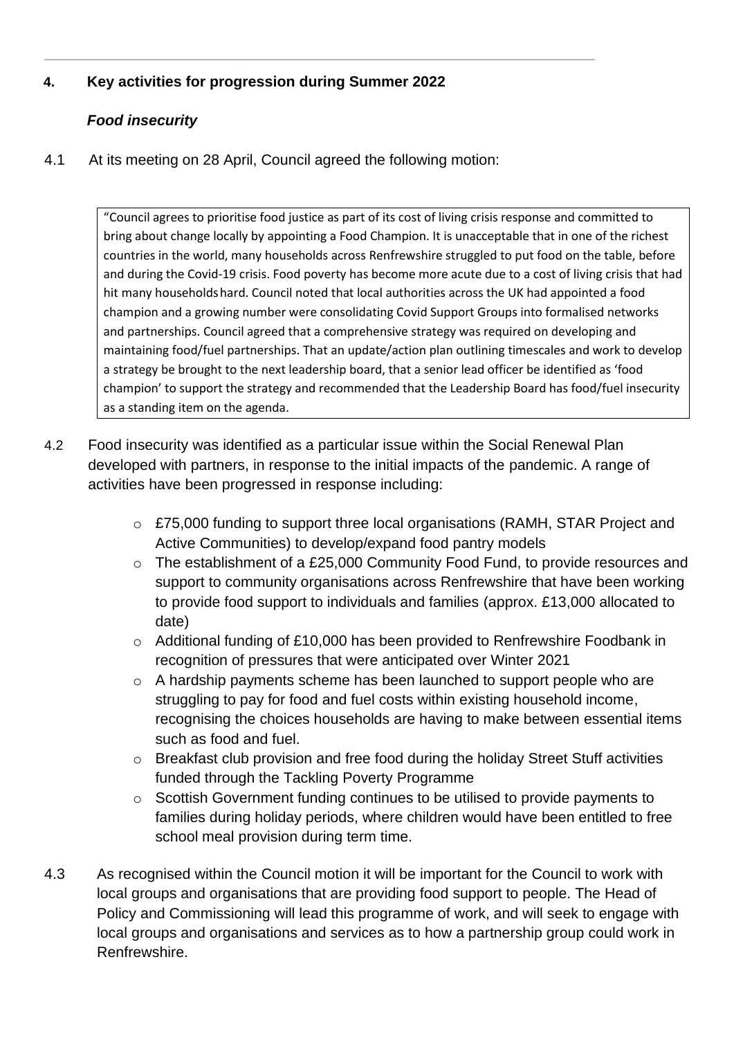## 4. Key activities for progression during Summer 2022

### *Food insecurity*

4.1 At its meeting on 28 April, Council agreed the following motion:

> "Council agrees to prioritise food justice as part of its cost of living crisis response and committed to bring about change locally by appointing a Food Champion. It is unacceptable that in one of the richest countries in the world, many households across Renfrewshire struggled to put food on the table, before and during the Covid-19 crisis. Food poverty has become more acute due to a cost of living crisis that had hit many households hard. Council noted that local authorities across the UK had appointed a food champion and a growing number were consolidating Covid Support Groups into formalised networks and partnerships. Council agreed that a comprehensive strategy was required on developing and maintaining food/fuel partnerships. That an update/action plan outlining timescales and work to develop a strategy be brought to the next leadership board, that a senior lead officer be identified as 'food champion' to support the strategy and recommended that the Leadership Board has food/fuel insecurity as a standing item on the agenda.

4.2 Food insecurity was identified as a particular issue within the Social Renewal Plan developed with partners, in response to the initial impacts of the pandemic. A range of activities have been progressed in response including:

- £75,000 funding to support three local organisations (RAMH, STAR Project and Active Communities) to develop/expand food pantry models
- The establishment of a £25,000 Community Food Fund, to provide resources and support to community organisations across Renfrewshire that have been working to provide food support to individuals and families (approx. £13,000 allocated to date)
- Additional funding of £10,000 has been provided to Renfrewshire Foodbank in recognition of pressures that were anticipated over Winter 2021
- A hardship payments scheme has been launched to support people who are struggling to pay for food and fuel costs within existing household income, recognising the choices households are having to make between essential items such as food and fuel.
- Breakfast club provision and free food during the holiday Street Stuff activities funded through the Tackling Poverty Programme
- Scottish Government funding continues to be utilised to provide payments to families during holiday periods, where children would have been entitled to free school meal provision during term time.

4.3 As recognised within the Council motion it will be important for the Council to work with local groups and organisations that are providing food support to people. The Head of Policy and Commissioning will lead this programme of work, and will seek to engage with local groups and organisations and services as to how a partnership group could work in Renfrewshire.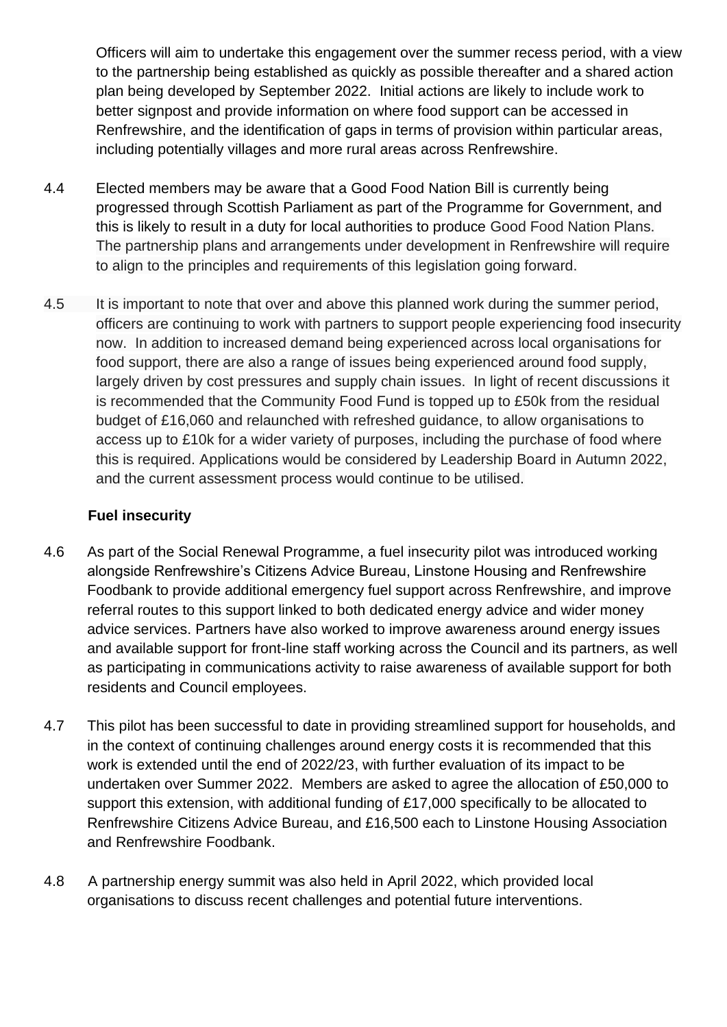Officers will aim to undertake this engagement over the summer recess period, with a view to the partnership being established as quickly as possible thereafter and a shared action plan being developed by September 2022. Initial actions are likely to include work to better signpost and provide information on where food support can be accessed in Renfrewshire, and the identification of gaps in terms of provision within particular areas, including potentially villages and more rural areas across Renfrewshire.

4.4 Elected members may be aware that a Good Food Nation Bill is currently being progressed through Scottish Parliament as part of the Programme for Government, and this is likely to result in a duty for local authorities to produce Good Food Nation Plans. The partnership plans and arrangements under development in Renfrewshire will require to align to the principles and requirements of this legislation going forward.

4.5 It is important to note that over and above this planned work during the summer period, officers are continuing to work with partners to support people experiencing food insecurity now. In addition to increased demand being experienced across local organisations for food support, there are also a range of issues being experienced around food supply, largely driven by cost pressures and supply chain issues. In light of recent discussions it is recommended that the Community Food Fund is topped up to £50k from the residual budget of £16,060 and relaunched with refreshed guidance, to allow organisations to access up to £10k for a wider variety of purposes, including the purchase of food where this is required. Applications would be considered by Leadership Board in Autumn 2022, and the current assessment process would continue to be utilised.

**Fuel insecurity**

4.6 As part of the Social Renewal Programme, a fuel insecurity pilot was introduced working alongside Renfrewshire's Citizens Advice Bureau, Linstone Housing and Renfrewshire Foodbank to provide additional emergency fuel support across Renfrewshire, and improve referral routes to this support linked to both dedicated energy advice and wider money advice services. Partners have also worked to improve awareness around energy issues and available support for front-line staff working across the Council and its partners, as well as participating in communications activity to raise awareness of available support for both residents and Council employees.

4.7 This pilot has been successful to date in providing streamlined support for households, and in the context of continuing challenges around energy costs it is recommended that this work is extended until the end of 2022/23, with further evaluation of its impact to be undertaken over Summer 2022. Members are asked to agree the allocation of £50,000 to support this extension, with additional funding of £17,000 specifically to be allocated to Renfrewshire Citizens Advice Bureau, and £16,500 each to Linstone Housing Association and Renfrewshire Foodbank.

4.8 A partnership energy summit was also held in April 2022, which provided local organisations to discuss recent challenges and potential future interventions.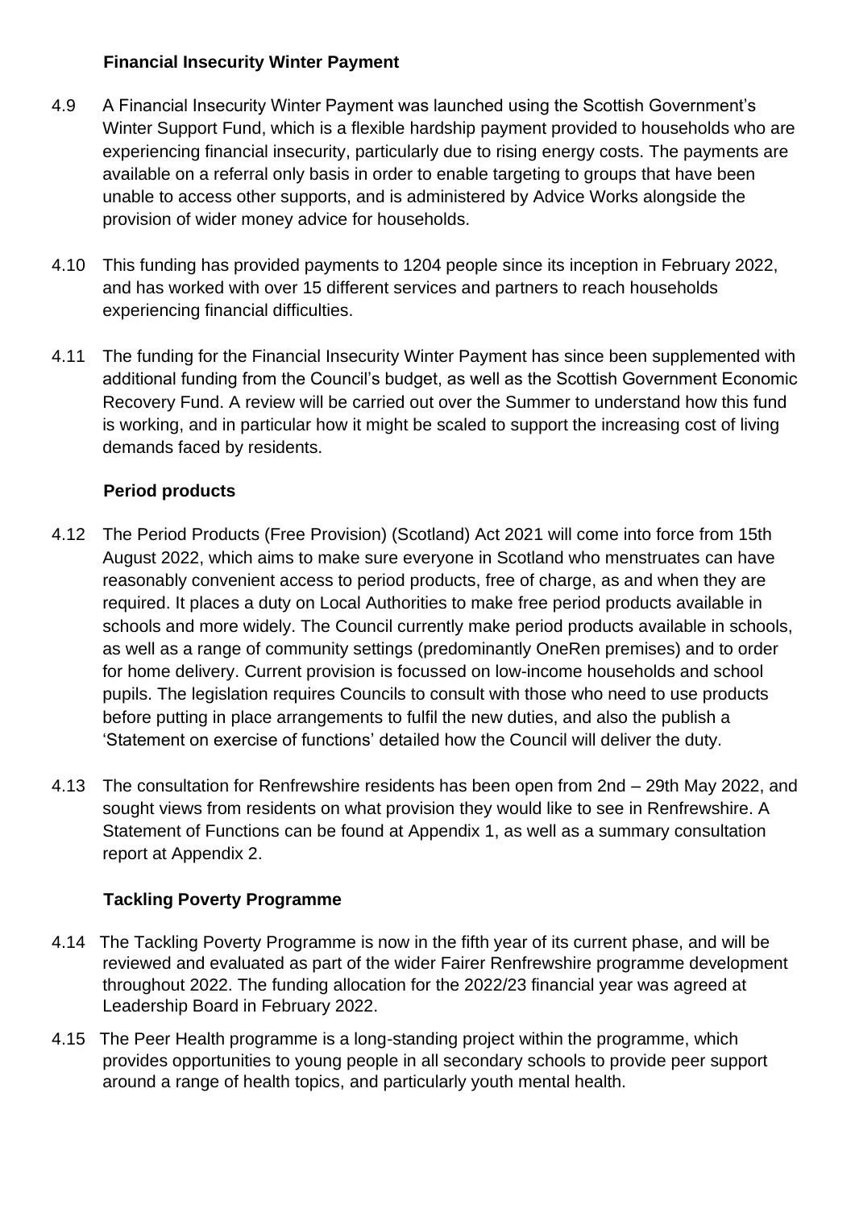### Financial Insecurity Winter Payment

4.9 A Financial Insecurity Winter Payment was launched using the Scottish Government's Winter Support Fund, which is a flexible hardship payment provided to households who are experiencing financial insecurity, particularly due to rising energy costs. The payments are available on a referral only basis in order to enable targeting to groups that have been unable to access other supports, and is administered by Advice Works alongside the provision of wider money advice for households.

4.10 This funding has provided payments to 1204 people since its inception in February 2022, and has worked with over 15 different services and partners to reach households experiencing financial difficulties.

4.11 The funding for the Financial Insecurity Winter Payment has since been supplemented with additional funding from the Council's budget, as well as the Scottish Government Economic Recovery Fund. A review will be carried out over the Summer to understand how this fund is working, and in particular how it might be scaled to support the increasing cost of living demands faced by residents.

### Period products

4.12 The Period Products (Free Provision) (Scotland) Act 2021 will come into force from 15th August 2022, which aims to make sure everyone in Scotland who menstruates can have reasonably convenient access to period products, free of charge, as and when they are required. It places a duty on Local Authorities to make free period products available in schools and more widely. The Council currently make period products available in schools, as well as a range of community settings (predominantly OneRen premises) and to order for home delivery. Current provision is focussed on low-income households and school pupils. The legislation requires Councils to consult with those who need to use products before putting in place arrangements to fulfil the new duties, and also the publish a 'Statement on exercise of functions' detailed how the Council will deliver the duty.

4.13 The consultation for Renfrewshire residents has been open from 2nd – 29th May 2022, and sought views from residents on what provision they would like to see in Renfrewshire. A Statement of Functions can be found at Appendix 1, as well as a summary consultation report at Appendix 2.

### Tackling Poverty Programme

4.14 The Tackling Poverty Programme is now in the fifth year of its current phase, and will be reviewed and evaluated as part of the wider Fairer Renfrewshire programme development throughout 2022. The funding allocation for the 2022/23 financial year was agreed at Leadership Board in February 2022.

4.15 The Peer Health programme is a long-standing project within the programme, which provides opportunities to young people in all secondary schools to provide peer support around a range of health topics, and particularly youth mental health.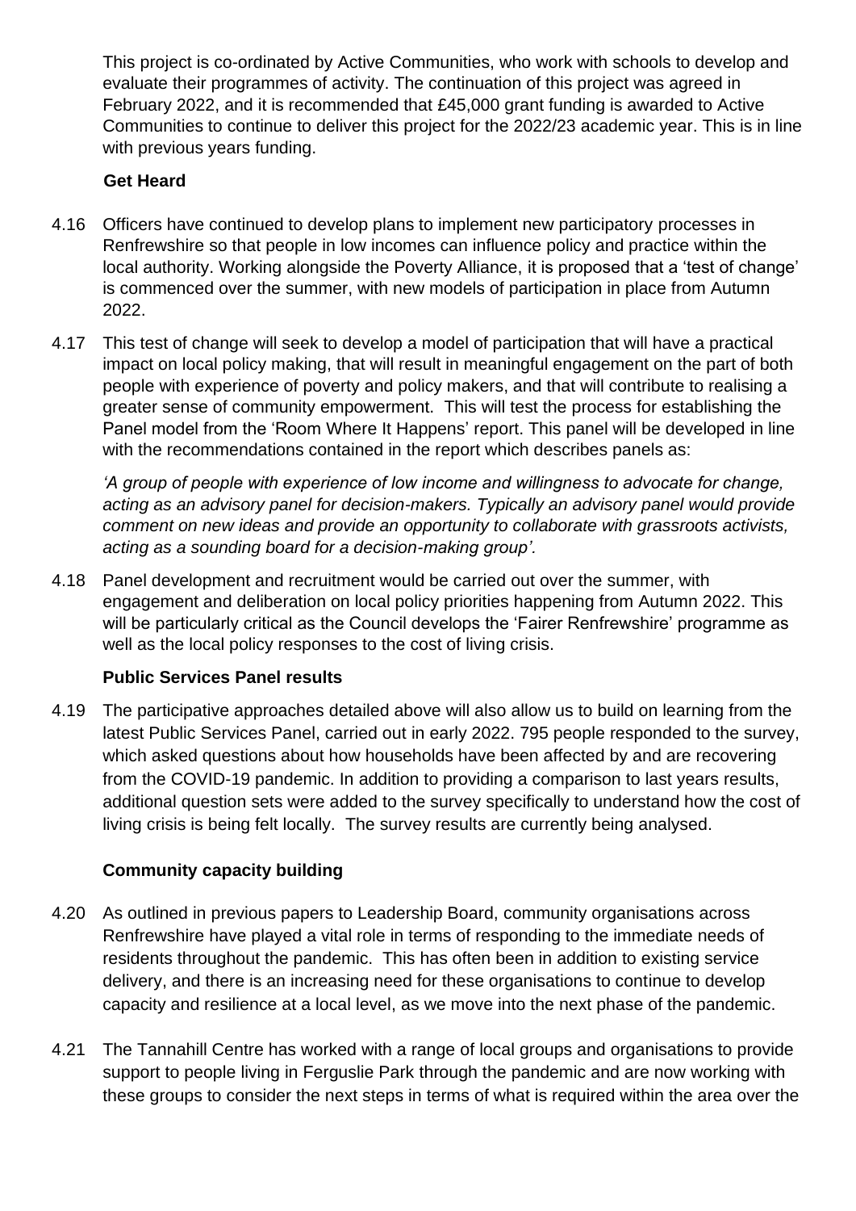This project is co-ordinated by Active Communities, who work with schools to develop and evaluate their programmes of activity. The continuation of this project was agreed in February 2022, and it is recommended that £45,000 grant funding is awarded to Active Communities to continue to deliver this project for the 2022/23 academic year. This is in line with previous years funding.

**Get Heard**

4.16 Officers have continued to develop plans to implement new participatory processes in Renfrewshire so that people in low incomes can influence policy and practice within the local authority. Working alongside the Poverty Alliance, it is proposed that a 'test of change' is commenced over the summer, with new models of participation in place from Autumn 2022.

4.17 This test of change will seek to develop a model of participation that will have a practical impact on local policy making, that will result in meaningful engagement on the part of both people with experience of poverty and policy makers, and that will contribute to realising a greater sense of community empowerment. This will test the process for establishing the Panel model from the 'Room Where It Happens' report. This panel will be developed in line with the recommendations contained in the report which describes panels as:

*'A group of people with experience of low income and willingness to advocate for change, acting as an advisory panel for decision-makers. Typically an advisory panel would provide comment on new ideas and provide an opportunity to collaborate with grassroots activists, acting as a sounding board for a decision-making group'.*

4.18 Panel development and recruitment would be carried out over the summer, with engagement and deliberation on local policy priorities happening from Autumn 2022. This will be particularly critical as the Council develops the 'Fairer Renfrewshire' programme as well as the local policy responses to the cost of living crisis.

**Public Services Panel results**

4.19 The participative approaches detailed above will also allow us to build on learning from the latest Public Services Panel, carried out in early 2022. 795 people responded to the survey, which asked questions about how households have been affected by and are recovering from the COVID-19 pandemic. In addition to providing a comparison to last years results, additional question sets were added to the survey specifically to understand how the cost of living crisis is being felt locally. The survey results are currently being analysed.

**Community capacity building**

4.20 As outlined in previous papers to Leadership Board, community organisations across Renfrewshire have played a vital role in terms of responding to the immediate needs of residents throughout the pandemic. This has often been in addition to existing service delivery, and there is an increasing need for these organisations to continue to develop capacity and resilience at a local level, as we move into the next phase of the pandemic.

4.21 The Tannahill Centre has worked with a range of local groups and organisations to provide support to people living in Ferguslie Park through the pandemic and are now working with these groups to consider the next steps in terms of what is required within the area over the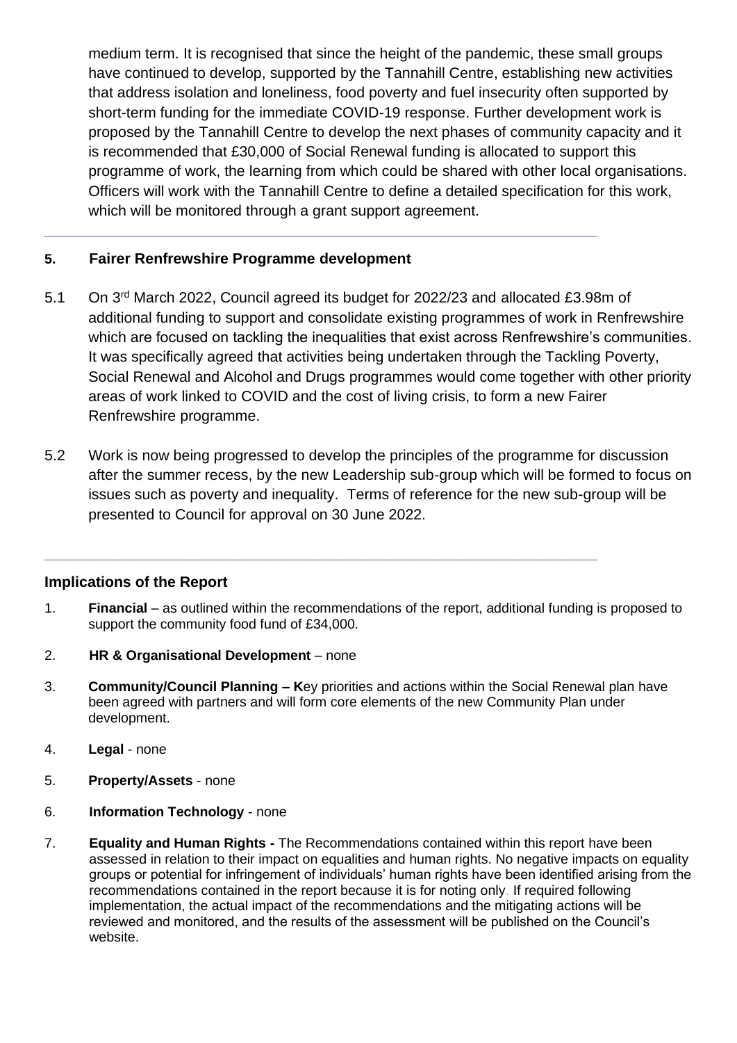medium term. It is recognised that since the height of the pandemic, these small groups have continued to develop, supported by the Tannahill Centre, establishing new activities that address isolation and loneliness, food poverty and fuel insecurity often supported by short-term funding for the immediate COVID-19 response. Further development work is proposed by the Tannahill Centre to develop the next phases of community capacity and it is recommended that £30,000 of Social Renewal funding is allocated to support this programme of work, the learning from which could be shared with other local organisations. Officers will work with the Tannahill Centre to define a detailed specification for this work, which will be monitored through a grant support agreement.

---

## 5. Fairer Renfrewshire Programme development

5.1 On 3rd March 2022, Council agreed its budget for 2022/23 and allocated £3.98m of additional funding to support and consolidate existing programmes of work in Renfrewshire which are focused on tackling the inequalities that exist across Renfrewshire's communities. It was specifically agreed that activities being undertaken through the Tackling Poverty, Social Renewal and Alcohol and Drugs programmes would come together with other priority areas of work linked to COVID and the cost of living crisis, to form a new Fairer Renfrewshire programme.

5.2 Work is now being progressed to develop the principles of the programme for discussion after the summer recess, by the new Leadership sub-group which will be formed to focus on issues such as poverty and inequality. Terms of reference for the new sub-group will be presented to Council for approval on 30 June 2022.

---

## Implications of the Report

1. **Financial** – as outlined within the recommendations of the report, additional funding is proposed to support the community food fund of £34,000.

2. **HR & Organisational Development** – none

3. **Community/Council Planning – K**ey priorities and actions within the Social Renewal plan have been agreed with partners and will form core elements of the new Community Plan under development.

4. **Legal** - none

5. **Property/Assets** - none

6. **Information Technology** - none

7. **Equality and Human Rights -** The Recommendations contained within this report have been assessed in relation to their impact on equalities and human rights. No negative impacts on equality groups or potential for infringement of individuals' human rights have been identified arising from the recommendations contained in the report because it is for noting only. If required following implementation, the actual impact of the recommendations and the mitigating actions will be reviewed and monitored, and the results of the assessment will be published on the Council's website.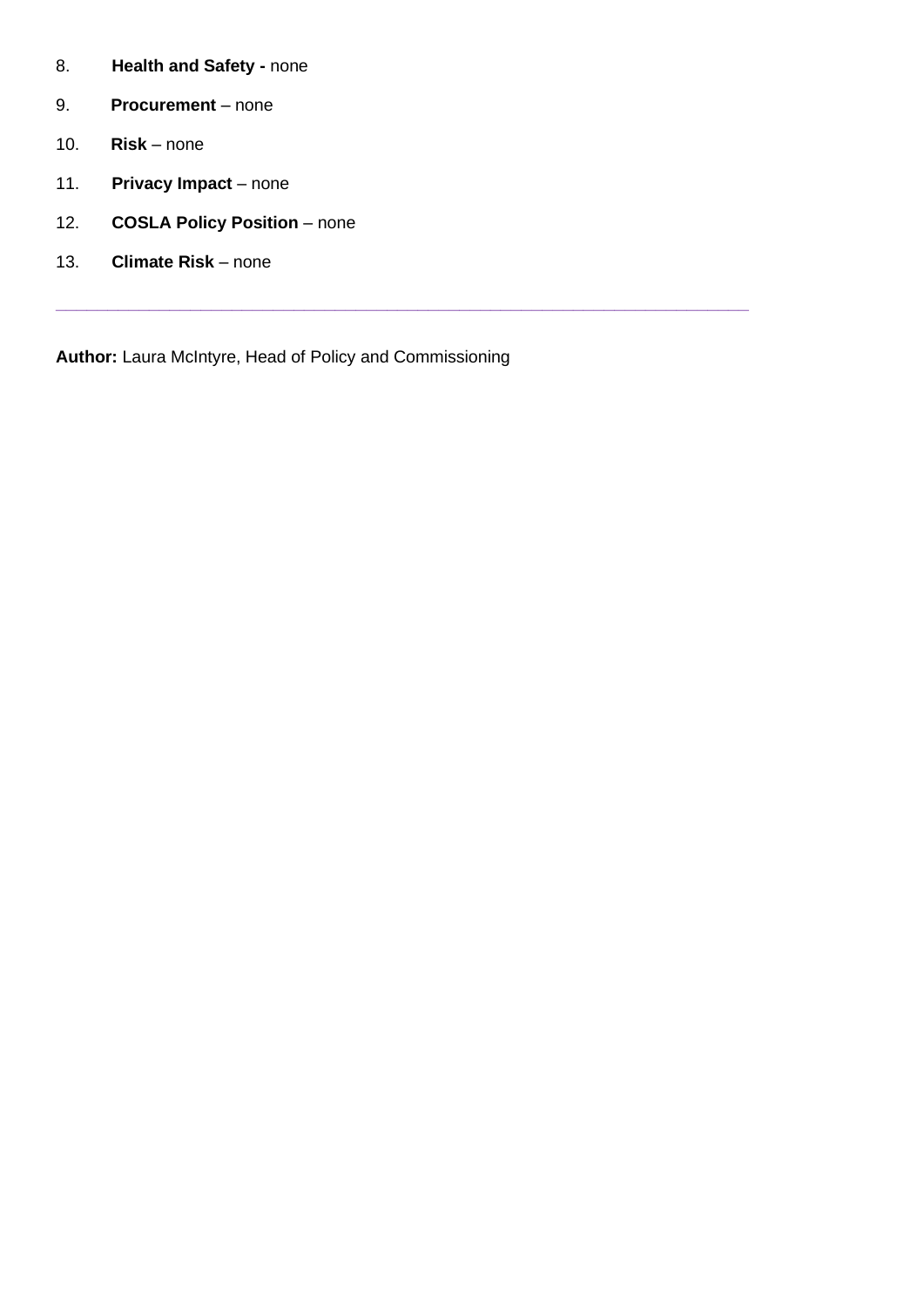8. **Health and Safety -** none

9. **Procurement** – none

10. **Risk** – none

11. **Privacy Impact** – none

12. **COSLA Policy Position** – none

13. **Climate Risk** – none

---

**Author:** Laura McIntyre, Head of Policy and Commissioning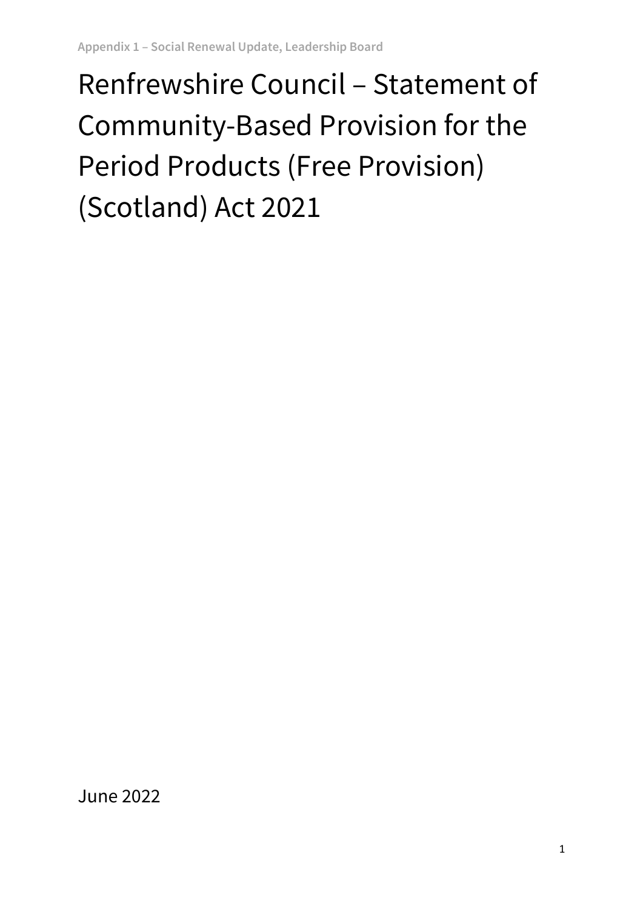# Renfrewshire Council – Statement of Community-Based Provision for the Period Products (Free Provision) (Scotland) Act 2021

June 2022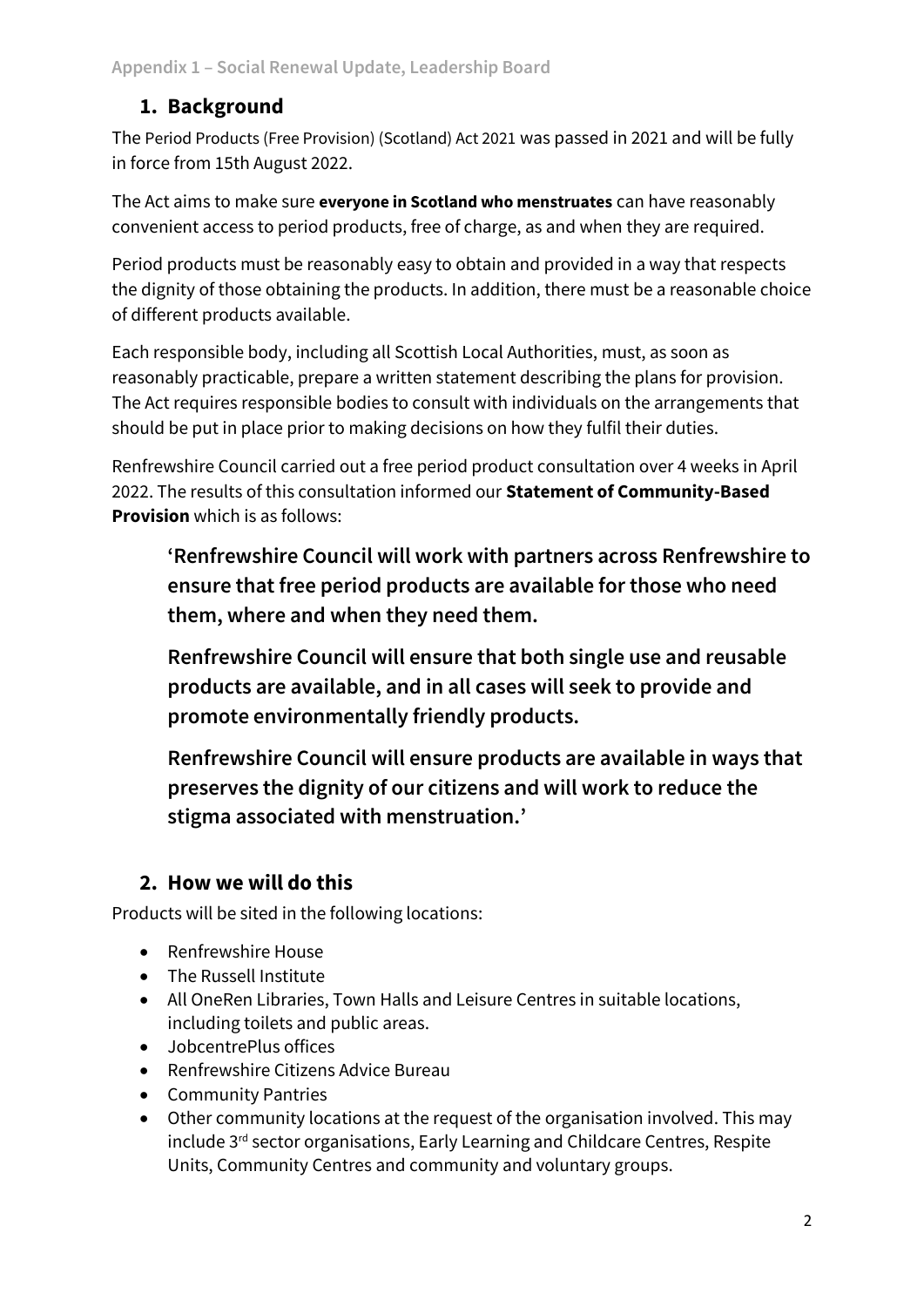## 1. Background

The Period Products (Free Provision) (Scotland) Act 2021 was passed in 2021 and will be fully in force from 15th August 2022.

The Act aims to make sure **everyone in Scotland who menstruates** can have reasonably convenient access to period products, free of charge, as and when they are required.

Period products must be reasonably easy to obtain and provided in a way that respects the dignity of those obtaining the products. In addition, there must be a reasonable choice of different products available.

Each responsible body, including all Scottish Local Authorities, must, as soon as reasonably practicable, prepare a written statement describing the plans for provision. The Act requires responsible bodies to consult with individuals on the arrangements that should be put in place prior to making decisions on how they fulfil their duties.

Renfrewshire Council carried out a free period product consultation over 4 weeks in April 2022. The results of this consultation informed our **Statement of Community-Based Provision** which is as follows:

> **'Renfrewshire Council will work with partners across Renfrewshire to ensure that free period products are available for those who need them, where and when they need them.**
>
> **Renfrewshire Council will ensure that both single use and reusable products are available, and in all cases will seek to provide and promote environmentally friendly products.**
>
> **Renfrewshire Council will ensure products are available in ways that preserves the dignity of our citizens and will work to reduce the stigma associated with menstruation.'**

## 2. How we will do this

Products will be sited in the following locations:

- Renfrewshire House
- The Russell Institute
- All OneRen Libraries, Town Halls and Leisure Centres in suitable locations, including toilets and public areas.
- JobcentrePlus offices
- Renfrewshire Citizens Advice Bureau
- Community Pantries
- Other community locations at the request of the organisation involved. This may include 3rd sector organisations, Early Learning and Childcare Centres, Respite Units, Community Centres and community and voluntary groups.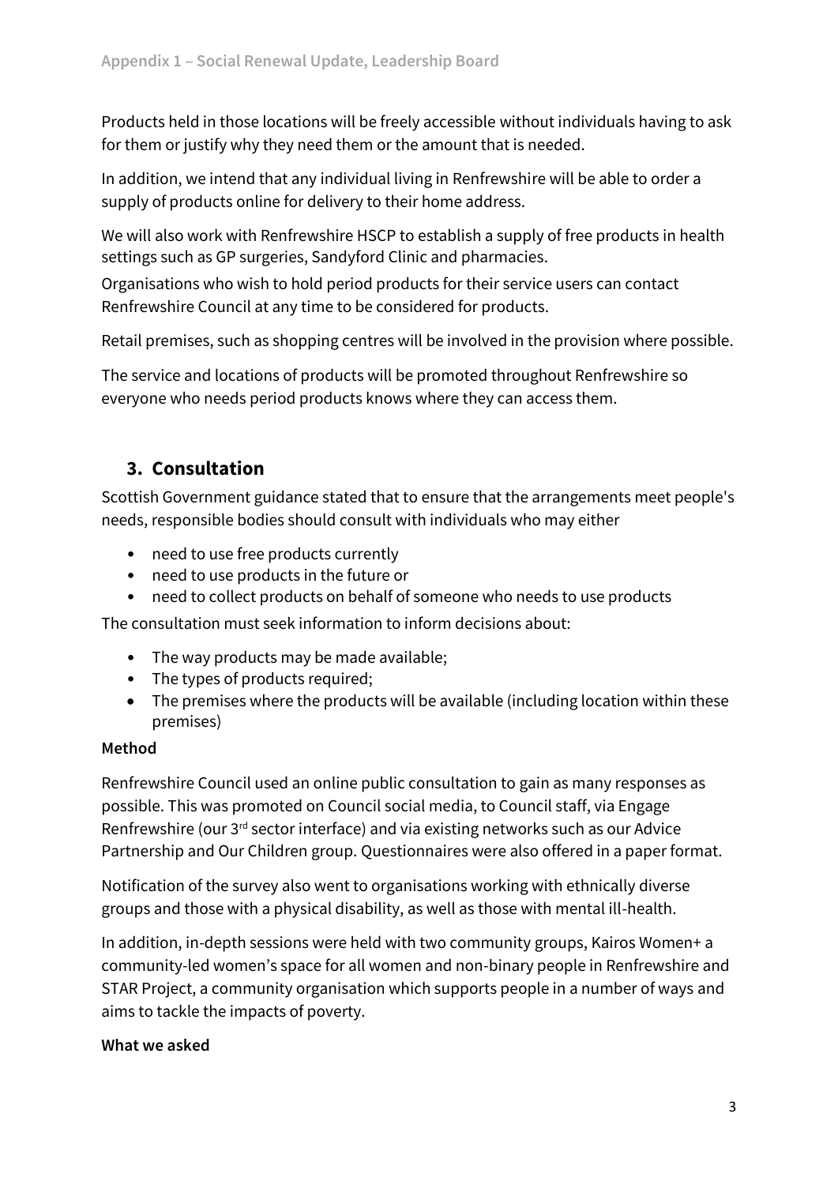Products held in those locations will be freely accessible without individuals having to ask for them or justify why they need them or the amount that is needed.

In addition, we intend that any individual living in Renfrewshire will be able to order a supply of products online for delivery to their home address.

We will also work with Renfrewshire HSCP to establish a supply of free products in health settings such as GP surgeries, Sandyford Clinic and pharmacies.

Organisations who wish to hold period products for their service users can contact Renfrewshire Council at any time to be considered for products.

Retail premises, such as shopping centres will be involved in the provision where possible.

The service and locations of products will be promoted throughout Renfrewshire so everyone who needs period products knows where they can access them.

## 3. Consultation

Scottish Government guidance stated that to ensure that the arrangements meet people's needs, responsible bodies should consult with individuals who may either

- need to use free products currently
- need to use products in the future or
- need to collect products on behalf of someone who needs to use products

The consultation must seek information to inform decisions about:

- The way products may be made available;
- The types of products required;
- The premises where the products will be available (including location within these premises)

**Method**

Renfrewshire Council used an online public consultation to gain as many responses as possible. This was promoted on Council social media, to Council staff, via Engage Renfrewshire (our 3rd sector interface) and via existing networks such as our Advice Partnership and Our Children group. Questionnaires were also offered in a paper format.

Notification of the survey also went to organisations working with ethnically diverse groups and those with a physical disability, as well as those with mental ill-health.

In addition, in-depth sessions were held with two community groups, Kairos Women+ a community-led women's space for all women and non-binary people in Renfrewshire and STAR Project, a community organisation which supports people in a number of ways and aims to tackle the impacts of poverty.

**What we asked**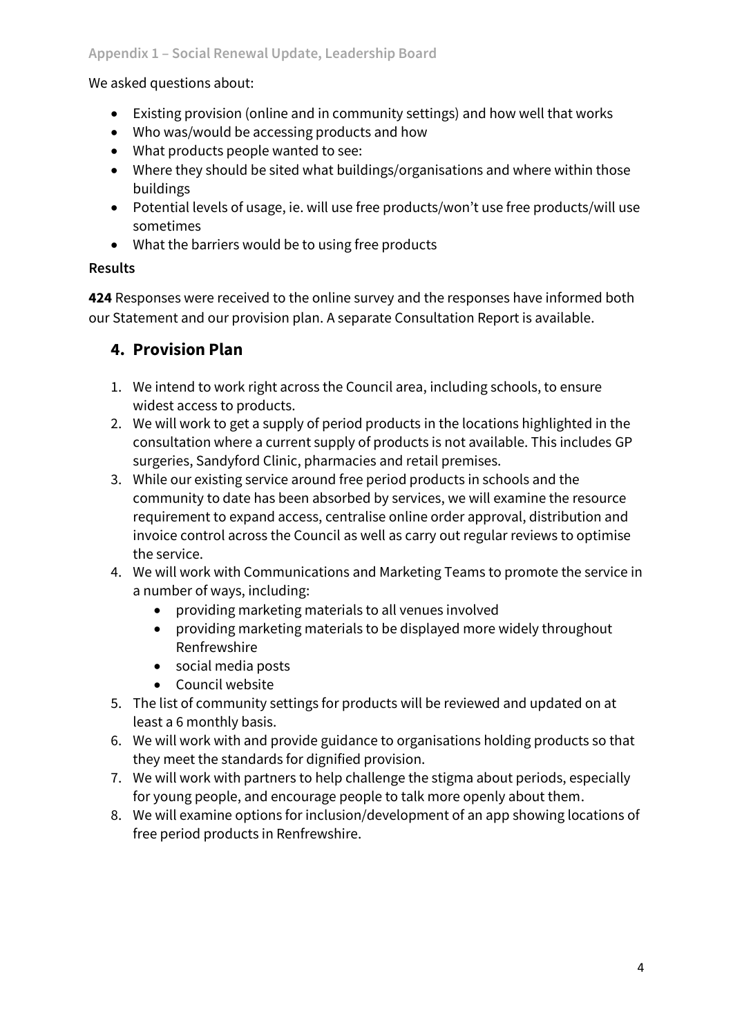We asked questions about:

- Existing provision (online and in community settings) and how well that works
- Who was/would be accessing products and how
- What products people wanted to see:
- Where they should be sited what buildings/organisations and where within those buildings
- Potential levels of usage, ie. will use free products/won't use free products/will use sometimes
- What the barriers would be to using free products

**Results**

**424** Responses were received to the online survey and the responses have informed both our Statement and our provision plan. A separate Consultation Report is available.

## 4. Provision Plan

1. We intend to work right across the Council area, including schools, to ensure widest access to products.
2. We will work to get a supply of period products in the locations highlighted in the consultation where a current supply of products is not available. This includes GP surgeries, Sandyford Clinic, pharmacies and retail premises.
3. While our existing service around free period products in schools and the community to date has been absorbed by services, we will examine the resource requirement to expand access, centralise online order approval, distribution and invoice control across the Council as well as carry out regular reviews to optimise the service.
4. We will work with Communications and Marketing Teams to promote the service in a number of ways, including:
   - providing marketing materials to all venues involved
   - providing marketing materials to be displayed more widely throughout Renfrewshire
   - social media posts
   - Council website
5. The list of community settings for products will be reviewed and updated on at least a 6 monthly basis.
6. We will work with and provide guidance to organisations holding products so that they meet the standards for dignified provision.
7. We will work with partners to help challenge the stigma about periods, especially for young people, and encourage people to talk more openly about them.
8. We will examine options for inclusion/development of an app showing locations of free period products in Renfrewshire.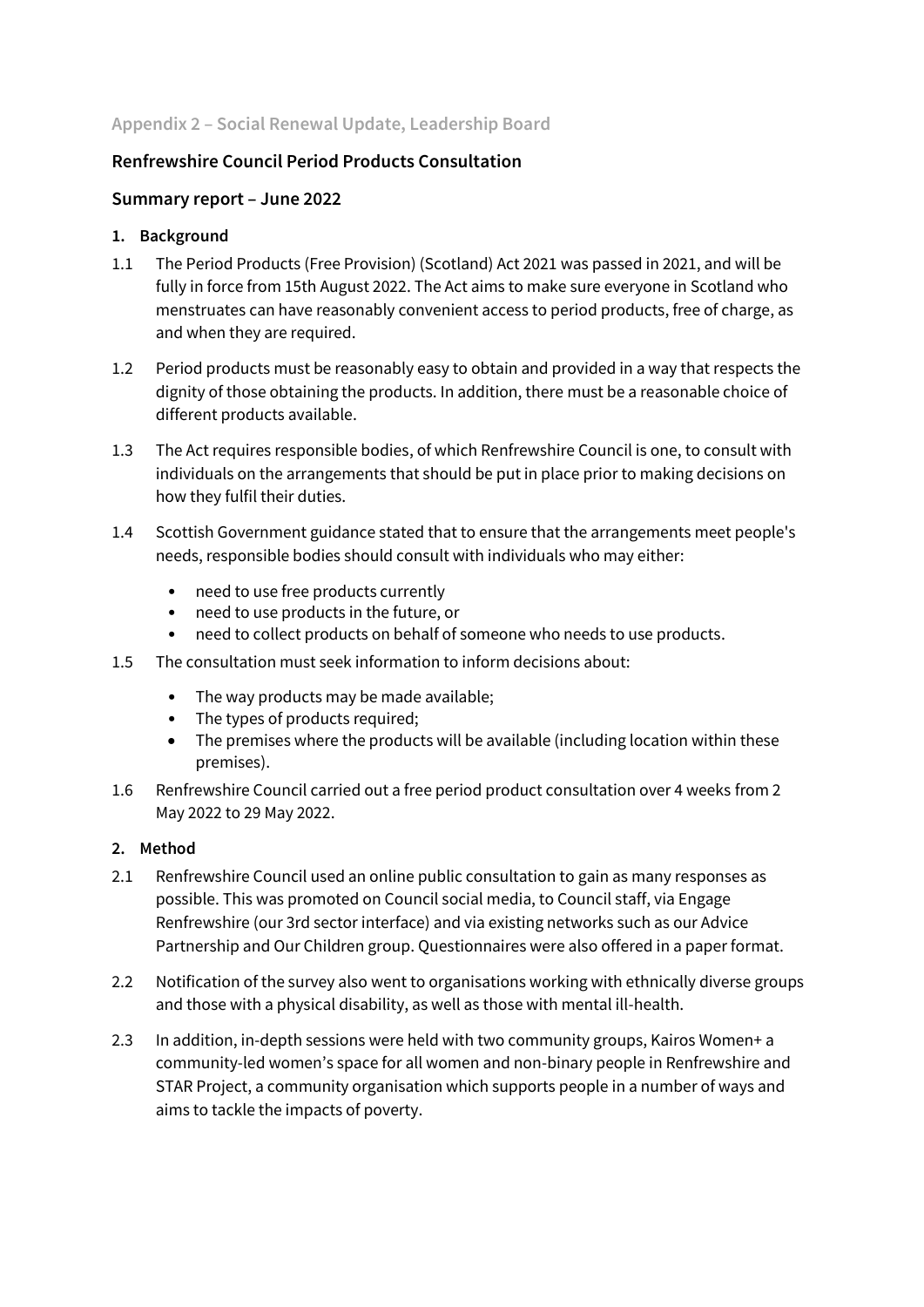Appendix 2 – Social Renewal Update, Leadership Board

## Renfrewshire Council Period Products Consultation

## Summary report – June 2022

### 1. Background

1.1 The Period Products (Free Provision) (Scotland) Act 2021 was passed in 2021, and will be fully in force from 15th August 2022. The Act aims to make sure everyone in Scotland who menstruates can have reasonably convenient access to period products, free of charge, as and when they are required.

1.2 Period products must be reasonably easy to obtain and provided in a way that respects the dignity of those obtaining the products. In addition, there must be a reasonable choice of different products available.

1.3 The Act requires responsible bodies, of which Renfrewshire Council is one, to consult with individuals on the arrangements that should be put in place prior to making decisions on how they fulfil their duties.

1.4 Scottish Government guidance stated that to ensure that the arrangements meet people's needs, responsible bodies should consult with individuals who may either:

- need to use free products currently
- need to use products in the future, or
- need to collect products on behalf of someone who needs to use products.

1.5 The consultation must seek information to inform decisions about:

- The way products may be made available;
- The types of products required;
- The premises where the products will be available (including location within these premises).

1.6 Renfrewshire Council carried out a free period product consultation over 4 weeks from 2 May 2022 to 29 May 2022.

### 2. Method

2.1 Renfrewshire Council used an online public consultation to gain as many responses as possible. This was promoted on Council social media, to Council staff, via Engage Renfrewshire (our 3rd sector interface) and via existing networks such as our Advice Partnership and Our Children group. Questionnaires were also offered in a paper format.

2.2 Notification of the survey also went to organisations working with ethnically diverse groups and those with a physical disability, as well as those with mental ill-health.

2.3 In addition, in-depth sessions were held with two community groups, Kairos Women+ a community-led women's space for all women and non-binary people in Renfrewshire and STAR Project, a community organisation which supports people in a number of ways and aims to tackle the impacts of poverty.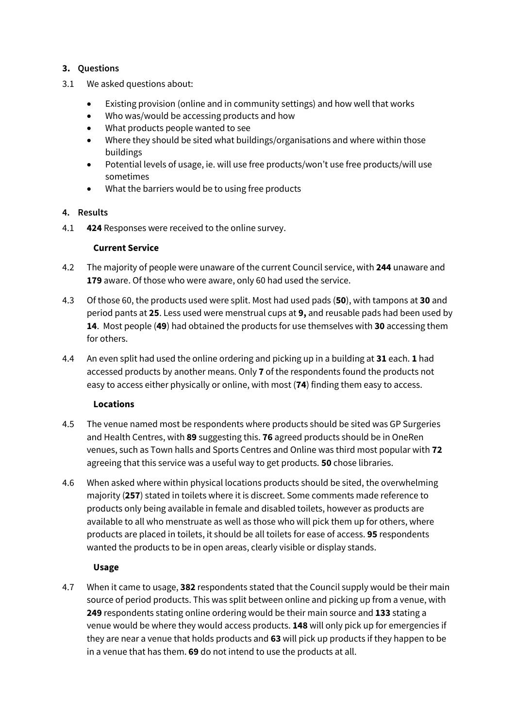**3. Questions**

3.1 We asked questions about:

- Existing provision (online and in community settings) and how well that works
- Who was/would be accessing products and how
- What products people wanted to see
- Where they should be sited what buildings/organisations and where within those buildings
- Potential levels of usage, ie. will use free products/won't use free products/will use sometimes
- What the barriers would be to using free products

**4. Results**

4.1 **424** Responses were received to the online survey.

**Current Service**

4.2 The majority of people were unaware of the current Council service, with **244** unaware and **179** aware. Of those who were aware, only 60 had used the service.

4.3 Of those 60, the products used were split. Most had used pads (**50**), with tampons at **30** and period pants at **25**. Less used were menstrual cups at **9,** and reusable pads had been used by **14**. Most people (**49**) had obtained the products for use themselves with **30** accessing them for others.

4.4 An even split had used the online ordering and picking up in a building at **31** each. **1** had accessed products by another means. Only **7** of the respondents found the products not easy to access either physically or online, with most (**74**) finding them easy to access.

**Locations**

4.5 The venue named most be respondents where products should be sited was GP Surgeries and Health Centres, with **89** suggesting this. **76** agreed products should be in OneRen venues, such as Town halls and Sports Centres and Online was third most popular with **72** agreeing that this service was a useful way to get products. **50** chose libraries.

4.6 When asked where within physical locations products should be sited, the overwhelming majority (**257**) stated in toilets where it is discreet. Some comments made reference to products only being available in female and disabled toilets, however as products are available to all who menstruate as well as those who will pick them up for others, where products are placed in toilets, it should be all toilets for ease of access. **95** respondents wanted the products to be in open areas, clearly visible or display stands.

**Usage**

4.7 When it came to usage, **382** respondents stated that the Council supply would be their main source of period products. This was split between online and picking up from a venue, with **249** respondents stating online ordering would be their main source and **133** stating a venue would be where they would access products. **148** will only pick up for emergencies if they are near a venue that holds products and **63** will pick up products if they happen to be in a venue that has them. **69** do not intend to use the products at all.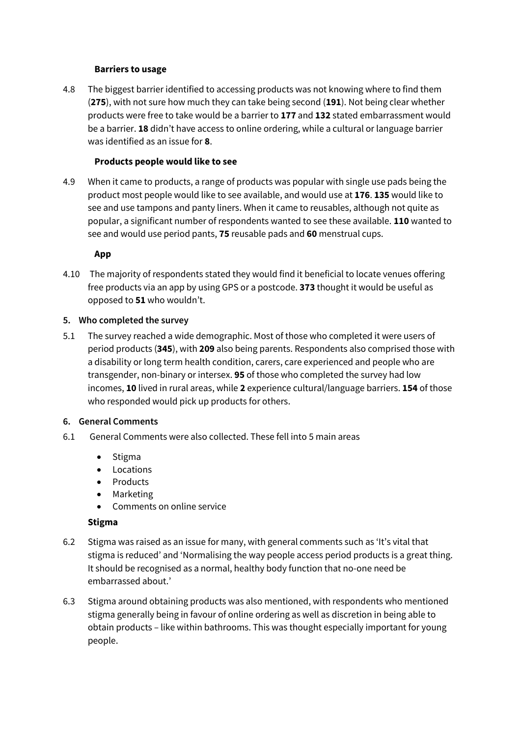**Barriers to usage**

4.8 The biggest barrier identified to accessing products was not knowing where to find them (**275**), with not sure how much they can take being second (**191**). Not being clear whether products were free to take would be a barrier to **177** and **132** stated embarrassment would be a barrier. **18** didn't have access to online ordering, while a cultural or language barrier was identified as an issue for **8**.

**Products people would like to see**

4.9 When it came to products, a range of products was popular with single use pads being the product most people would like to see available, and would use at **176**. **135** would like to see and use tampons and panty liners. When it came to reusables, although not quite as popular, a significant number of respondents wanted to see these available. **110** wanted to see and would use period pants, **75** reusable pads and **60** menstrual cups.

**App**

4.10 The majority of respondents stated they would find it beneficial to locate venues offering free products via an app by using GPS or a postcode. **373** thought it would be useful as opposed to **51** who wouldn't.

## 5. Who completed the survey

5.1 The survey reached a wide demographic. Most of those who completed it were users of period products (**345**), with **209** also being parents. Respondents also comprised those with a disability or long term health condition, carers, care experienced and people who are transgender, non-binary or intersex. **95** of those who completed the survey had low incomes, **10** lived in rural areas, while **2** experience cultural/language barriers. **154** of those who responded would pick up products for others.

## 6. General Comments

6.1 General Comments were also collected. These fell into 5 main areas

- Stigma
- Locations
- Products
- Marketing
- Comments on online service

**Stigma**

6.2 Stigma was raised as an issue for many, with general comments such as 'It's vital that stigma is reduced' and 'Normalising the way people access period products is a great thing. It should be recognised as a normal, healthy body function that no-one need be embarrassed about.'

6.3 Stigma around obtaining products was also mentioned, with respondents who mentioned stigma generally being in favour of online ordering as well as discretion in being able to obtain products – like within bathrooms. This was thought especially important for young people.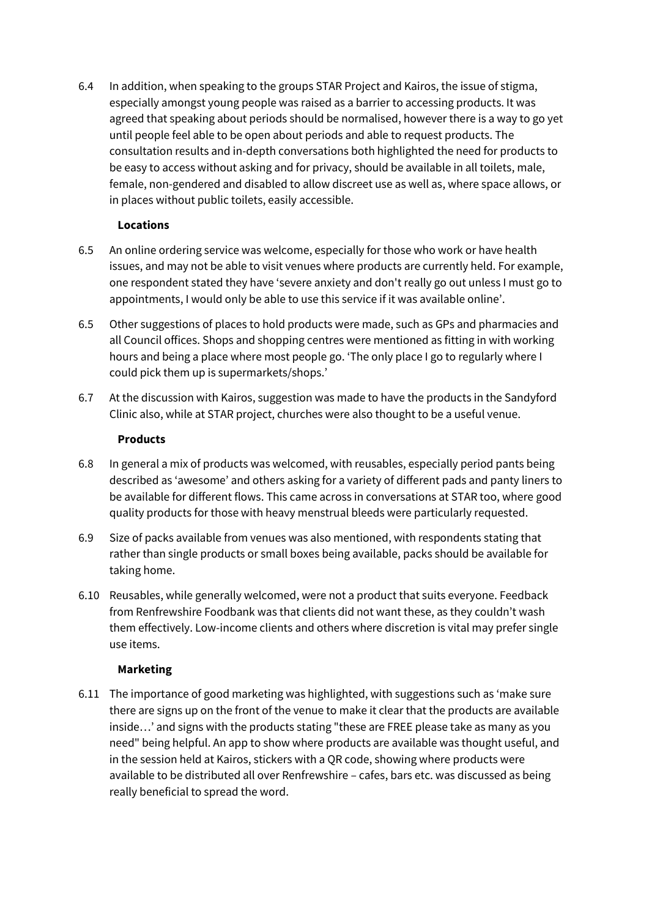6.4 In addition, when speaking to the groups STAR Project and Kairos, the issue of stigma, especially amongst young people was raised as a barrier to accessing products. It was agreed that speaking about periods should be normalised, however there is a way to go yet until people feel able to be open about periods and able to request products. The consultation results and in-depth conversations both highlighted the need for products to be easy to access without asking and for privacy, should be available in all toilets, male, female, non-gendered and disabled to allow discreet use as well as, where space allows, or in places without public toilets, easily accessible.

**Locations**

6.5 An online ordering service was welcome, especially for those who work or have health issues, and may not be able to visit venues where products are currently held. For example, one respondent stated they have 'severe anxiety and don't really go out unless I must go to appointments, I would only be able to use this service if it was available online'.

6.5 Other suggestions of places to hold products were made, such as GPs and pharmacies and all Council offices. Shops and shopping centres were mentioned as fitting in with working hours and being a place where most people go. 'The only place I go to regularly where I could pick them up is supermarkets/shops.'

6.7 At the discussion with Kairos, suggestion was made to have the products in the Sandyford Clinic also, while at STAR project, churches were also thought to be a useful venue.

**Products**

6.8 In general a mix of products was welcomed, with reusables, especially period pants being described as 'awesome' and others asking for a variety of different pads and panty liners to be available for different flows. This came across in conversations at STAR too, where good quality products for those with heavy menstrual bleeds were particularly requested.

6.9 Size of packs available from venues was also mentioned, with respondents stating that rather than single products or small boxes being available, packs should be available for taking home.

6.10 Reusables, while generally welcomed, were not a product that suits everyone. Feedback from Renfrewshire Foodbank was that clients did not want these, as they couldn't wash them effectively. Low-income clients and others where discretion is vital may prefer single use items.

**Marketing**

6.11 The importance of good marketing was highlighted, with suggestions such as 'make sure there are signs up on the front of the venue to make it clear that the products are available inside…' and signs with the products stating "these are FREE please take as many as you need" being helpful. An app to show where products are available was thought useful, and in the session held at Kairos, stickers with a QR code, showing where products were available to be distributed all over Renfrewshire – cafes, bars etc. was discussed as being really beneficial to spread the word.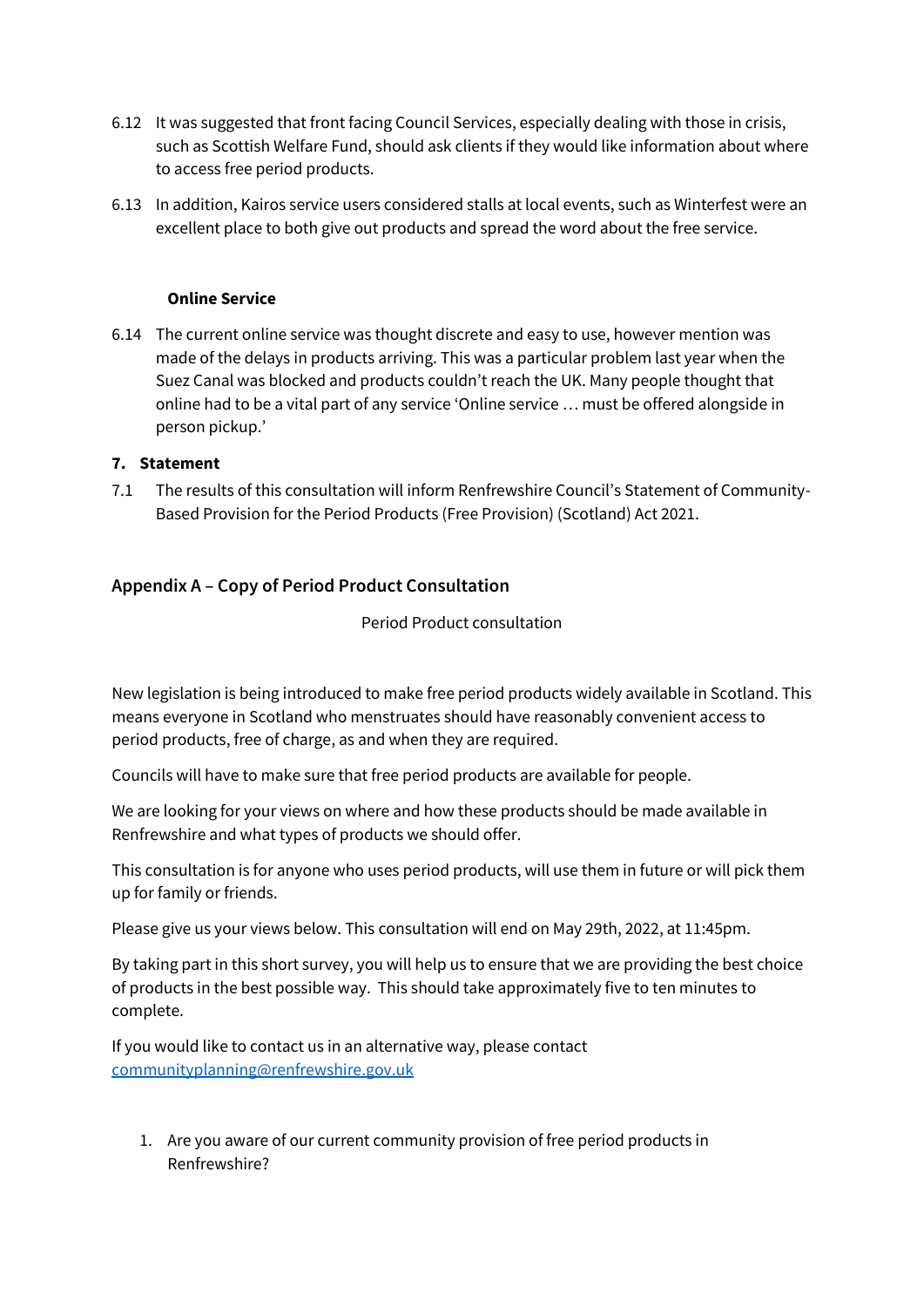6.12 It was suggested that front facing Council Services, especially dealing with those in crisis, such as Scottish Welfare Fund, should ask clients if they would like information about where to access free period products.

6.13 In addition, Kairos service users considered stalls at local events, such as Winterfest were an excellent place to both give out products and spread the word about the free service.

**Online Service**

6.14 The current online service was thought discrete and easy to use, however mention was made of the delays in products arriving. This was a particular problem last year when the Suez Canal was blocked and products couldn't reach the UK. Many people thought that online had to be a vital part of any service 'Online service … must be offered alongside in person pickup.'

## 7. Statement

7.1 The results of this consultation will inform Renfrewshire Council's Statement of Community-Based Provision for the Period Products (Free Provision) (Scotland) Act 2021.

## Appendix A – Copy of Period Product Consultation

Period Product consultation

New legislation is being introduced to make free period products widely available in Scotland. This means everyone in Scotland who menstruates should have reasonably convenient access to period products, free of charge, as and when they are required.

Councils will have to make sure that free period products are available for people.

We are looking for your views on where and how these products should be made available in Renfrewshire and what types of products we should offer.

This consultation is for anyone who uses period products, will use them in future or will pick them up for family or friends.

Please give us your views below. This consultation will end on May 29th, 2022, at 11:45pm.

By taking part in this short survey, you will help us to ensure that we are providing the best choice of products in the best possible way. This should take approximately five to ten minutes to complete.

If you would like to contact us in an alternative way, please contact communityplanning@renfrewshire.gov.uk

1. Are you aware of our current community provision of free period products in Renfrewshire?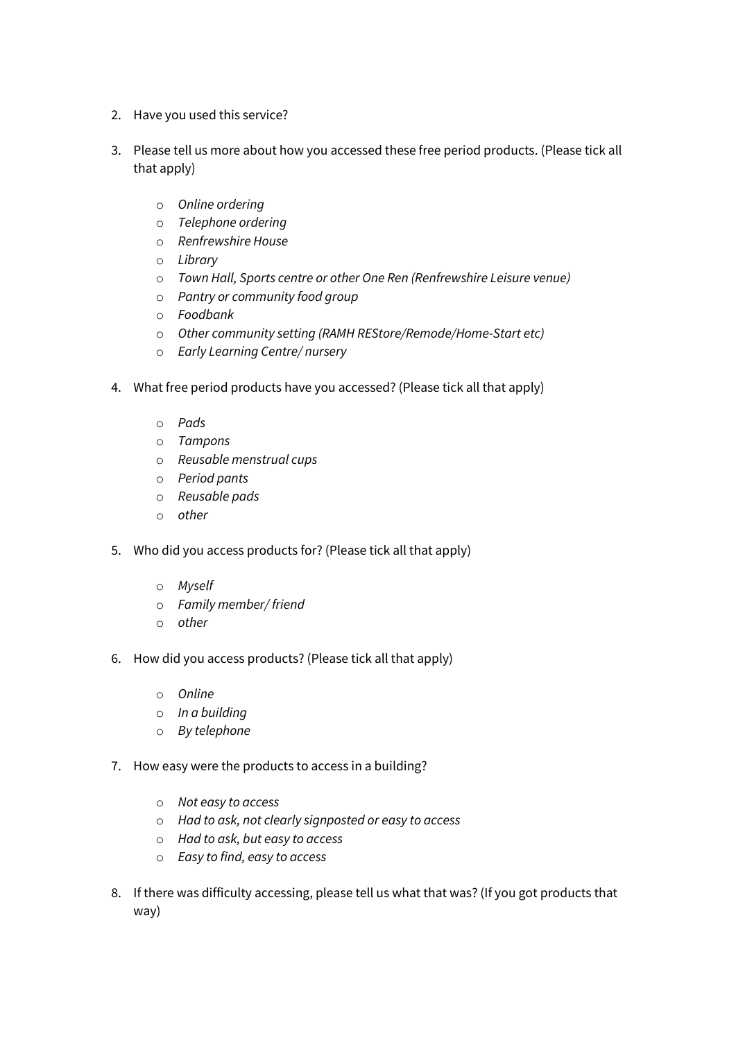2. Have you used this service?

3. Please tell us more about how you accessed these free period products. (Please tick all that apply)

    - *Online ordering*
    - *Telephone ordering*
    - *Renfrewshire House*
    - *Library*
    - *Town Hall, Sports centre or other One Ren (Renfrewshire Leisure venue)*
    - *Pantry or community food group*
    - *Foodbank*
    - *Other community setting (RAMH REStore/Remode/Home-Start etc)*
    - *Early Learning Centre/ nursery*

4. What free period products have you accessed? (Please tick all that apply)

    - *Pads*
    - *Tampons*
    - *Reusable menstrual cups*
    - *Period pants*
    - *Reusable pads*
    - *other*

5. Who did you access products for? (Please tick all that apply)

    - *Myself*
    - *Family member/ friend*
    - *other*

6. How did you access products? (Please tick all that apply)

    - *Online*
    - *In a building*
    - *By telephone*

7. How easy were the products to access in a building?

    - *Not easy to access*
    - *Had to ask, not clearly signposted or easy to access*
    - *Had to ask, but easy to access*
    - *Easy to find, easy to access*

8. If there was difficulty accessing, please tell us what that was? (If you got products that way)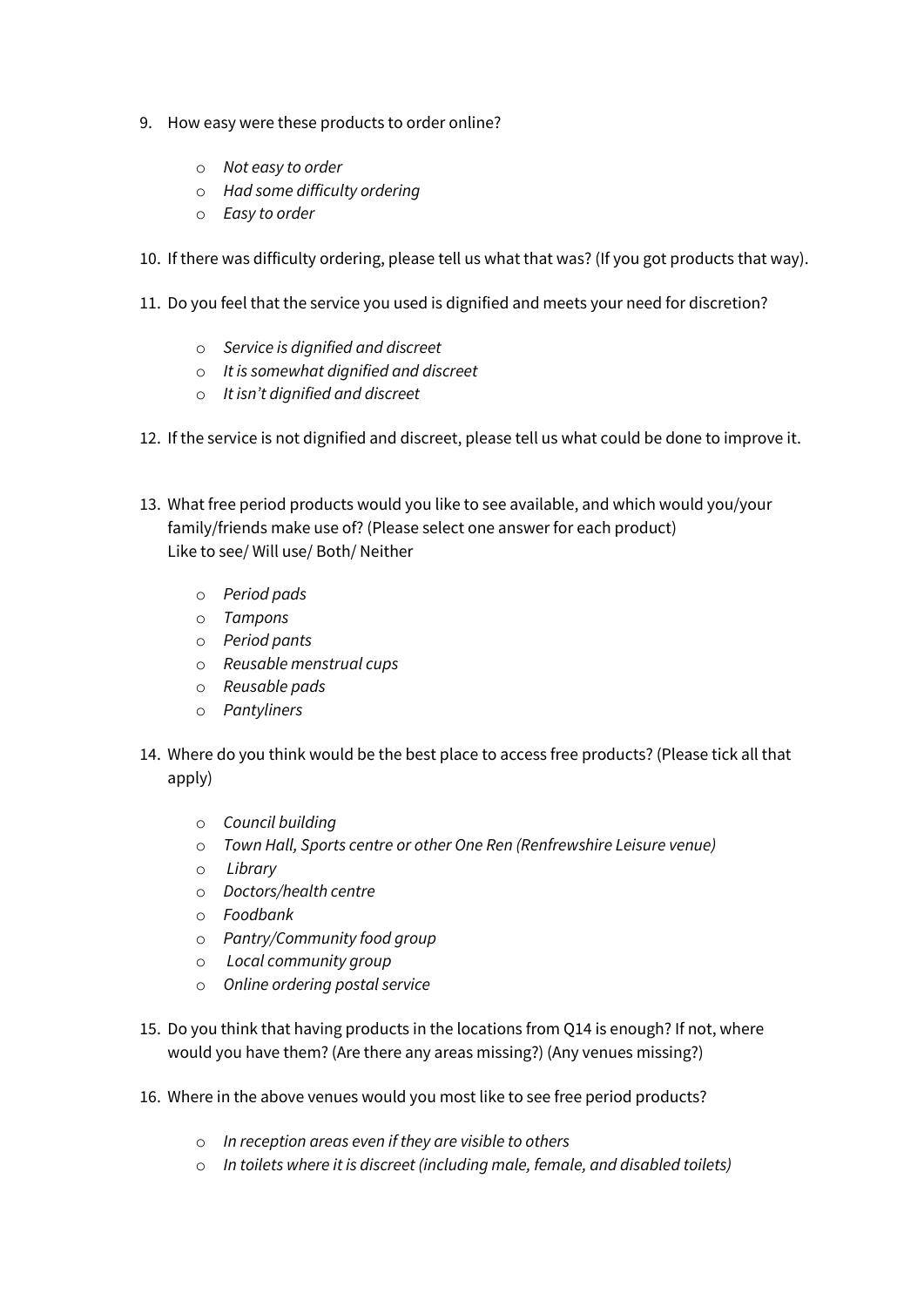9. How easy were these products to order online?

   - *Not easy to order*
   - *Had some difficulty ordering*
   - *Easy to order*

10. If there was difficulty ordering, please tell us what that was? (If you got products that way).

11. Do you feel that the service you used is dignified and meets your need for discretion?

    - *Service is dignified and discreet*
    - *It is somewhat dignified and discreet*
    - *It isn't dignified and discreet*

12. If the service is not dignified and discreet, please tell us what could be done to improve it.

13. What free period products would you like to see available, and which would you/your family/friends make use of? (Please select one answer for each product)
    Like to see/ Will use/ Both/ Neither

    - *Period pads*
    - *Tampons*
    - *Period pants*
    - *Reusable menstrual cups*
    - *Reusable pads*
    - *Pantyliners*

14. Where do you think would be the best place to access free products? (Please tick all that apply)

    - *Council building*
    - *Town Hall, Sports centre or other One Ren (Renfrewshire Leisure venue)*
    - *Library*
    - *Doctors/health centre*
    - *Foodbank*
    - *Pantry/Community food group*
    - *Local community group*
    - *Online ordering postal service*

15. Do you think that having products in the locations from Q14 is enough? If not, where would you have them? (Are there any areas missing?) (Any venues missing?)

16. Where in the above venues would you most like to see free period products?

    - *In reception areas even if they are visible to others*
    - *In toilets where it is discreet (including male, female, and disabled toilets)*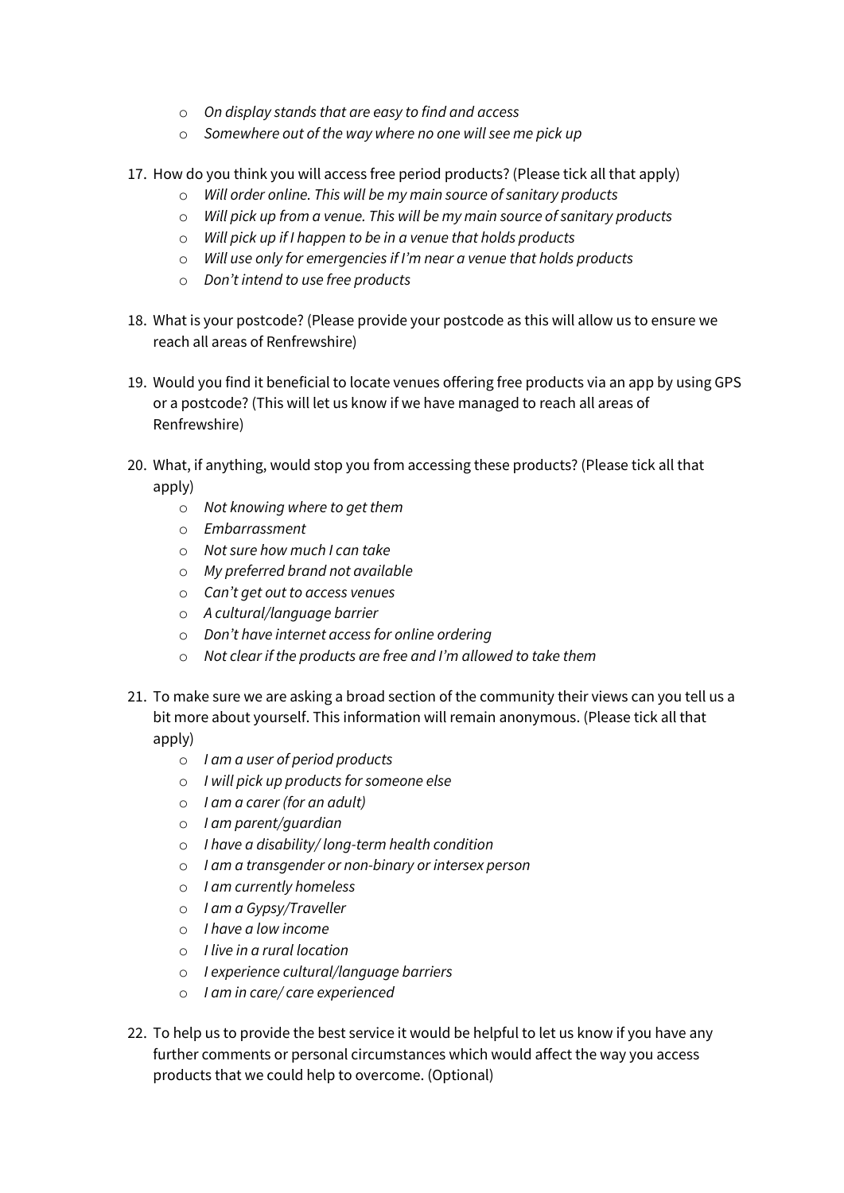- *On display stands that are easy to find and access*
- *Somewhere out of the way where no one will see me pick up*

17. How do you think you will access free period products? (Please tick all that apply)
    - *Will order online. This will be my main source of sanitary products*
    - *Will pick up from a venue. This will be my main source of sanitary products*
    - *Will pick up if I happen to be in a venue that holds products*
    - *Will use only for emergencies if I'm near a venue that holds products*
    - *Don't intend to use free products*

18. What is your postcode? (Please provide your postcode as this will allow us to ensure we reach all areas of Renfrewshire)

19. Would you find it beneficial to locate venues offering free products via an app by using GPS or a postcode? (This will let us know if we have managed to reach all areas of Renfrewshire)

20. What, if anything, would stop you from accessing these products? (Please tick all that apply)
    - *Not knowing where to get them*
    - *Embarrassment*
    - *Not sure how much I can take*
    - *My preferred brand not available*
    - *Can't get out to access venues*
    - *A cultural/language barrier*
    - *Don't have internet access for online ordering*
    - *Not clear if the products are free and I'm allowed to take them*

21. To make sure we are asking a broad section of the community their views can you tell us a bit more about yourself. This information will remain anonymous. (Please tick all that apply)
    - *I am a user of period products*
    - *I will pick up products for someone else*
    - *I am a carer (for an adult)*
    - *I am parent/guardian*
    - *I have a disability/ long-term health condition*
    - *I am a transgender or non-binary or intersex person*
    - *I am currently homeless*
    - *I am a Gypsy/Traveller*
    - *I have a low income*
    - *I live in a rural location*
    - *I experience cultural/language barriers*
    - *I am in care/ care experienced*

22. To help us to provide the best service it would be helpful to let us know if you have any further comments or personal circumstances which would affect the way you access products that we could help to overcome. (Optional)